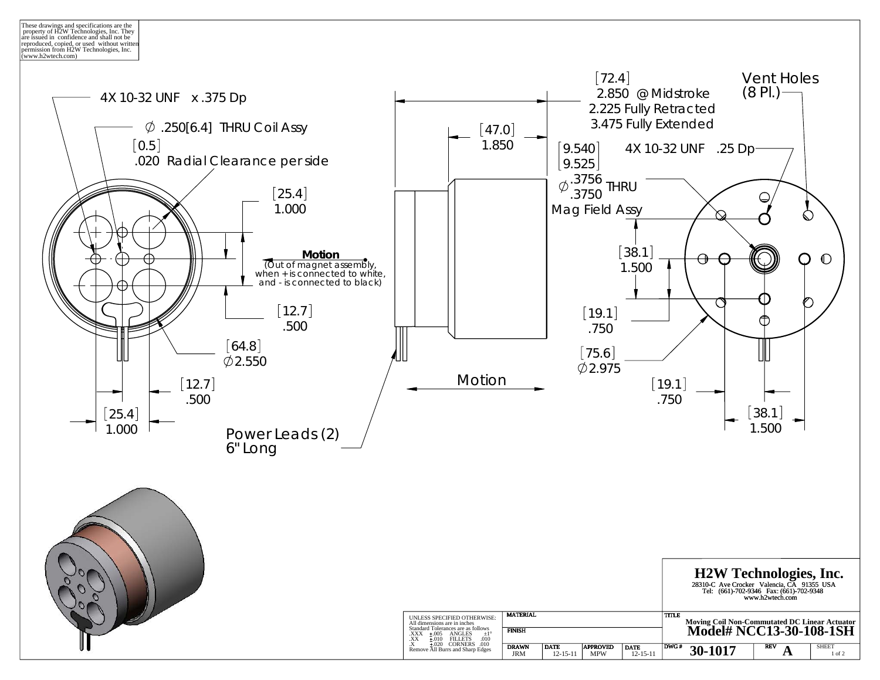These drawings and specifications are the property of H2W Technologies, Inc. They are issued in confidence and shall not be reproduced, copied, or used without written permission from H2W Technologies, Inc. (www.h2wtech.com)

4X 10-32 UNF x .375 Dp

∅ .250[6.4] THRU Coil Assy

[0.5]
.020 Radial Clearance per side

[25.4]
1.000

**Motion**
(Out of magnet assembly, when + is connected to white, and - is connected to black)

[12.7]
.500

[64.8]
∅2.550

[12.7]
.500

[25.4]
1.000

[72.4]
2.850 @ Midstroke
2.225 Fully Retracted
3.475 Fully Extended

[47.0]
1.850

Motion

Power Leads (2)
6" Long

[9.540]
[9.525]
∅ .3756 / .3750 THRU
Mag Field Assy

4X 10-32 UNF .25 Dp

Vent Holes
(8 Pl.)

[38.1]
1.500

[19.1]
.750

[75.6]
∅2.975

[19.1]
.750

[38.1]
1.500

**H2W Technologies, Inc.**
28310-C Ave Crocker Valencia, CA 91355 USA
Tel: (661)-702-9346 Fax: (661)-702-9348
www.h2wtech.com

UNLESS SPECIFIED OTHERWISE:
All dimensions are in inches
Standard Tolerances are as follows
.XXX ±.005 ANGLES ±1°
.XX ±.010 FILLETS .010
.X ±.020 CORNERS .010
Remove All Burrs and Sharp Edges

| MATERIAL | | | |
|---|---|---|---|
| FINISH | | | |
| DRAWN | DATE | APPROVED | DATE |
| JRM | 12-15-11 | MPW | 12-15-11 |

TITLE
Moving Coil Non-Commutated DC Linear Actuator
**Model# NCC13-30-108-1SH**

| DWG # | REV | SHEET |
|---|---|---|
| 30-1017 | A | 1 of 2 |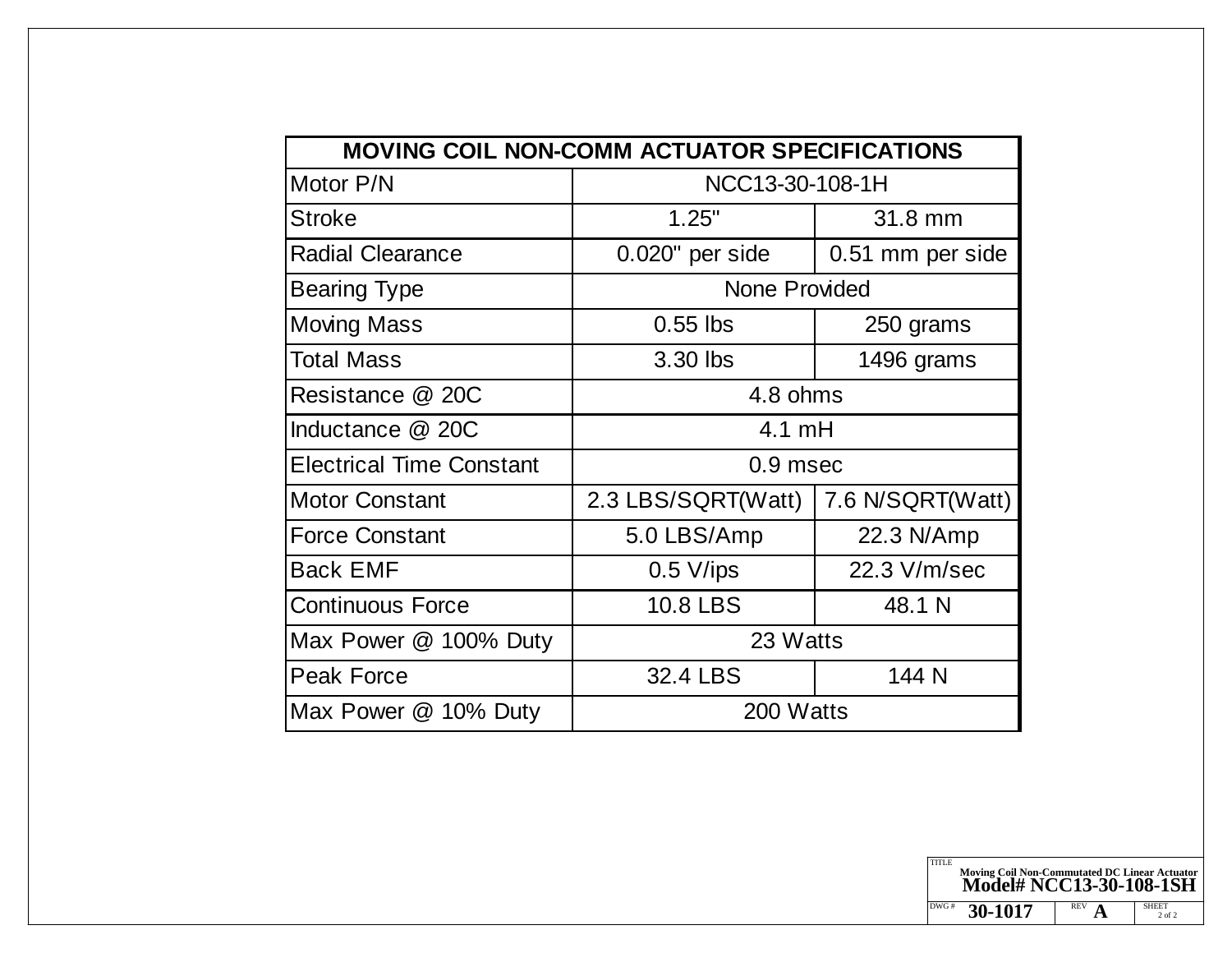| MOVING COIL NON-COMM ACTUATOR SPECIFICATIONS | | |
|---|---|---|
| Motor P/N | NCC13-30-108-1H | |
| Stroke | 1.25" | 31.8 mm |
| Radial Clearance | 0.020" per side | 0.51 mm per side |
| Bearing Type | None Provided | |
| Moving Mass | 0.55 lbs | 250 grams |
| Total Mass | 3.30 lbs | 1496 grams |
| Resistance @ 20C | 4.8 ohms | |
| Inductance @ 20C | 4.1 mH | |
| Electrical Time Constant | 0.9 msec | |
| Motor Constant | 2.3 LBS/SQRT(Watt) | 7.6 N/SQRT(Watt) |
| Force Constant | 5.0 LBS/Amp | 22.3 N/Amp |
| Back EMF | 0.5 V/ips | 22.3 V/m/sec |
| Continuous Force | 10.8 LBS | 48.1 N |
| Max Power @ 100% Duty | 23 Watts | |
| Peak Force | 32.4 LBS | 144 N |
| Max Power @ 10% Duty | 200 Watts | |

TITLE
**Moving Coil Non-Commutated DC Linear Actuator**
**Model# NCC13-30-108-1SH**

DWG # **30-1017** REV **A** SHEET 2 of 2